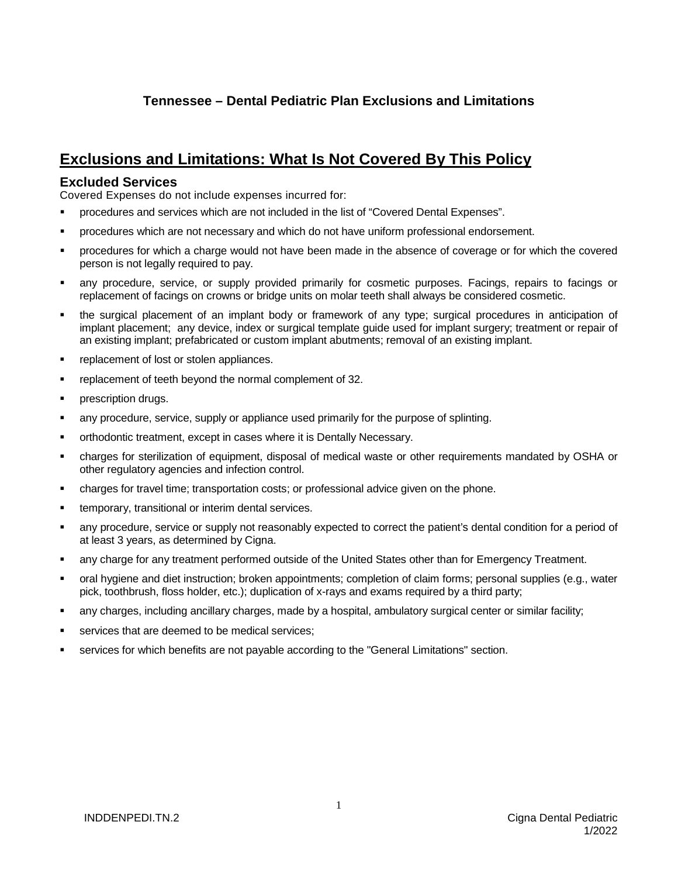**Tennessee – Dental Pediatric Plan Exclusions and Limitations**

# Exclusions and Limitations: What Is Not Covered By This Policy

## Excluded Services

Covered Expenses do not include expenses incurred for:

- procedures and services which are not included in the list of "Covered Dental Expenses".
- procedures which are not necessary and which do not have uniform professional endorsement.
- procedures for which a charge would not have been made in the absence of coverage or for which the covered person is not legally required to pay.
- any procedure, service, or supply provided primarily for cosmetic purposes. Facings, repairs to facings or replacement of facings on crowns or bridge units on molar teeth shall always be considered cosmetic.
- the surgical placement of an implant body or framework of any type; surgical procedures in anticipation of implant placement; any device, index or surgical template guide used for implant surgery; treatment or repair of an existing implant; prefabricated or custom implant abutments; removal of an existing implant.
- replacement of lost or stolen appliances.
- replacement of teeth beyond the normal complement of 32.
- prescription drugs.
- any procedure, service, supply or appliance used primarily for the purpose of splinting.
- orthodontic treatment, except in cases where it is Dentally Necessary.
- charges for sterilization of equipment, disposal of medical waste or other requirements mandated by OSHA or other regulatory agencies and infection control.
- charges for travel time; transportation costs; or professional advice given on the phone.
- temporary, transitional or interim dental services.
- any procedure, service or supply not reasonably expected to correct the patient's dental condition for a period of at least 3 years, as determined by Cigna.
- any charge for any treatment performed outside of the United States other than for Emergency Treatment.
- oral hygiene and diet instruction; broken appointments; completion of claim forms; personal supplies (e.g., water pick, toothbrush, floss holder, etc.); duplication of x-rays and exams required by a third party;
- any charges, including ancillary charges, made by a hospital, ambulatory surgical center or similar facility;
- services that are deemed to be medical services;
- services for which benefits are not payable according to the "General Limitations" section.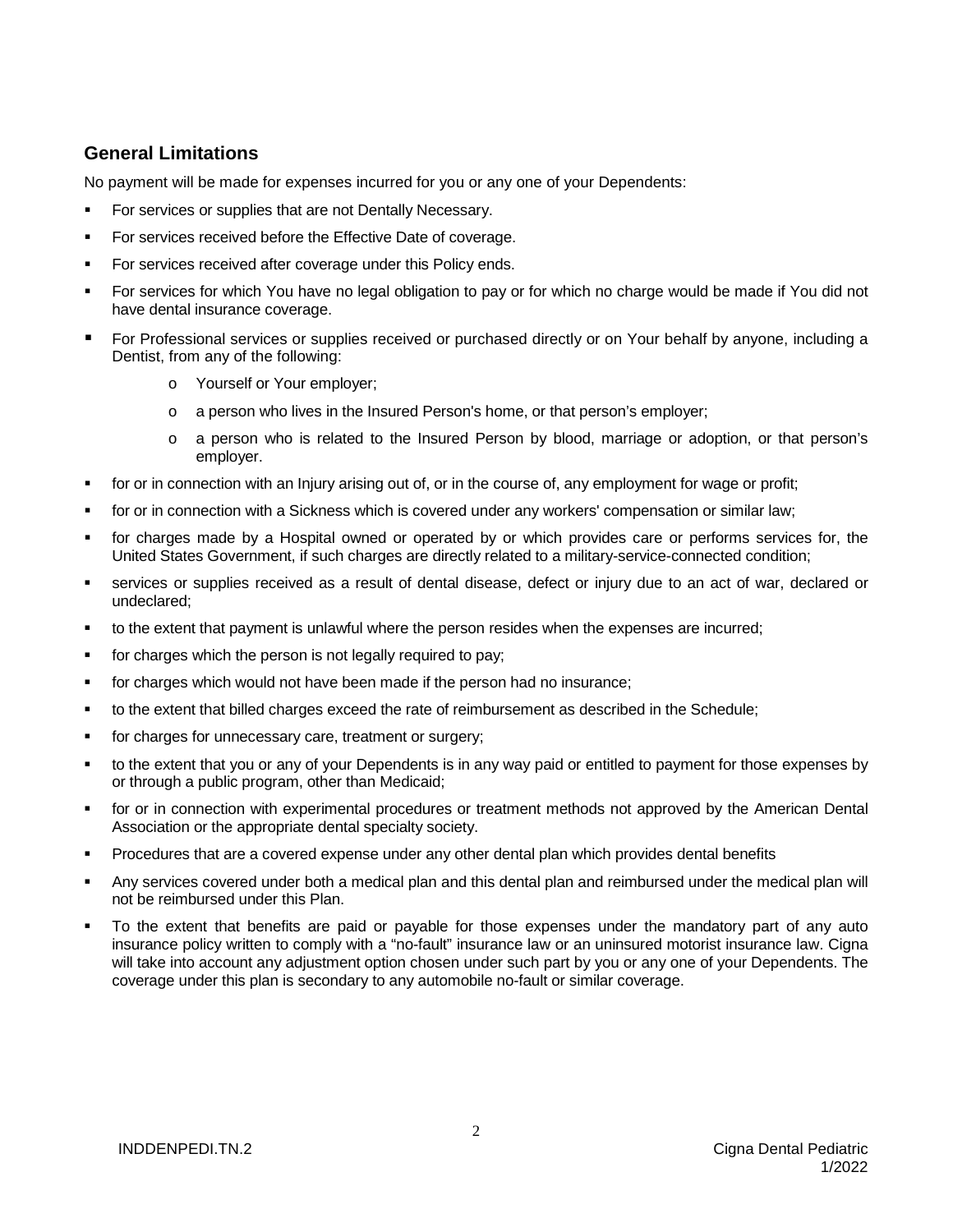## General Limitations

No payment will be made for expenses incurred for you or any one of your Dependents:

- For services or supplies that are not Dentally Necessary.
- For services received before the Effective Date of coverage.
- For services received after coverage under this Policy ends.
- For services for which You have no legal obligation to pay or for which no charge would be made if You did not have dental insurance coverage.
- For Professional services or supplies received or purchased directly or on Your behalf by anyone, including a Dentist, from any of the following:
  - Yourself or Your employer;
  - a person who lives in the Insured Person's home, or that person's employer;
  - a person who is related to the Insured Person by blood, marriage or adoption, or that person's employer.
- for or in connection with an Injury arising out of, or in the course of, any employment for wage or profit;
- for or in connection with a Sickness which is covered under any workers' compensation or similar law;
- for charges made by a Hospital owned or operated by or which provides care or performs services for, the United States Government, if such charges are directly related to a military-service-connected condition;
- services or supplies received as a result of dental disease, defect or injury due to an act of war, declared or undeclared;
- to the extent that payment is unlawful where the person resides when the expenses are incurred;
- for charges which the person is not legally required to pay;
- for charges which would not have been made if the person had no insurance;
- to the extent that billed charges exceed the rate of reimbursement as described in the Schedule;
- for charges for unnecessary care, treatment or surgery;
- to the extent that you or any of your Dependents is in any way paid or entitled to payment for those expenses by or through a public program, other than Medicaid;
- for or in connection with experimental procedures or treatment methods not approved by the American Dental Association or the appropriate dental specialty society.
- Procedures that are a covered expense under any other dental plan which provides dental benefits
- Any services covered under both a medical plan and this dental plan and reimbursed under the medical plan will not be reimbursed under this Plan.
- To the extent that benefits are paid or payable for those expenses under the mandatory part of any auto insurance policy written to comply with a "no-fault" insurance law or an uninsured motorist insurance law. Cigna will take into account any adjustment option chosen under such part by you or any one of your Dependents. The coverage under this plan is secondary to any automobile no-fault or similar coverage.